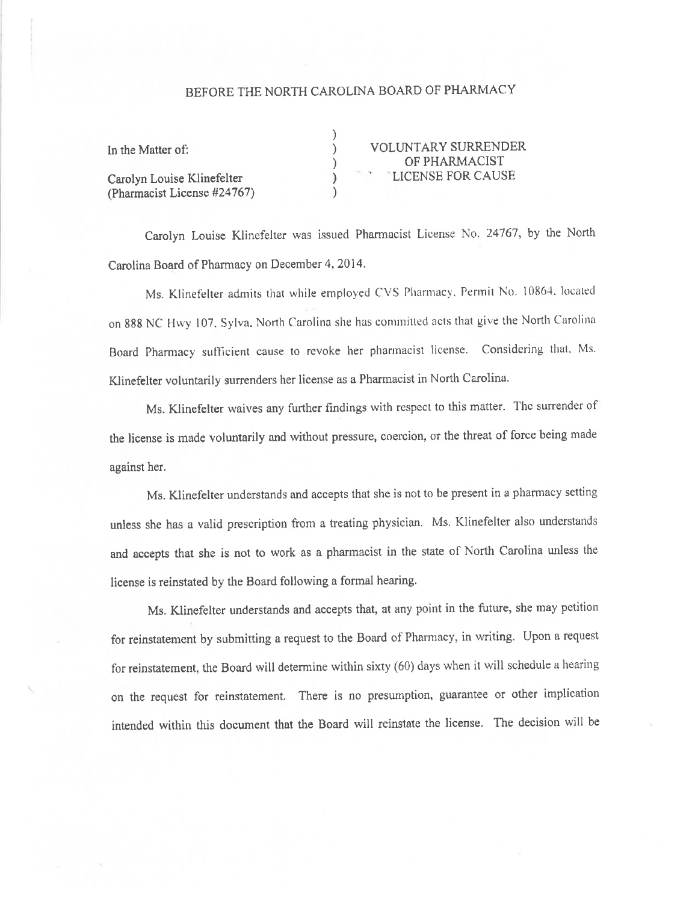# BEFORE THE NORTH CAROLINA BOARD OF PHARMACY

| | | |
|---|---|---|
| In the Matter of: | ) | VOLUNTARY SURRENDER |
| | ) | OF PHARMACIST |
| Carolyn Louise Klinefelter | ) | LICENSE FOR CAUSE |
| (Pharmacist License #24767) | ) | |

Carolyn Louise Klinefelter was issued Pharmacist License No. 24767, by the North Carolina Board of Pharmacy on December 4, 2014.

Ms. Klinefelter admits that while employed CVS Pharmacy, Permit No. 10864, located on 888 NC Hwy 107, Sylva, North Carolina she has committed acts that give the North Carolina Board Pharmacy sufficient cause to revoke her pharmacist license. Considering that, Ms. Klinefelter voluntarily surrenders her license as a Pharmacist in North Carolina.

Ms. Klinefelter waives any further findings with respect to this matter. The surrender of the license is made voluntarily and without pressure, coercion, or the threat of force being made against her.

Ms. Klinefelter understands and accepts that she is not to be present in a pharmacy setting unless she has a valid prescription from a treating physician. Ms. Klinefelter also understands and accepts that she is not to work as a pharmacist in the state of North Carolina unless the license is reinstated by the Board following a formal hearing.

Ms. Klinefelter understands and accepts that, at any point in the future, she may petition for reinstatement by submitting a request to the Board of Pharmacy, in writing. Upon a request for reinstatement, the Board will determine within sixty (60) days when it will schedule a hearing on the request for reinstatement. There is no presumption, guarantee or other implication intended within this document that the Board will reinstate the license. The decision will be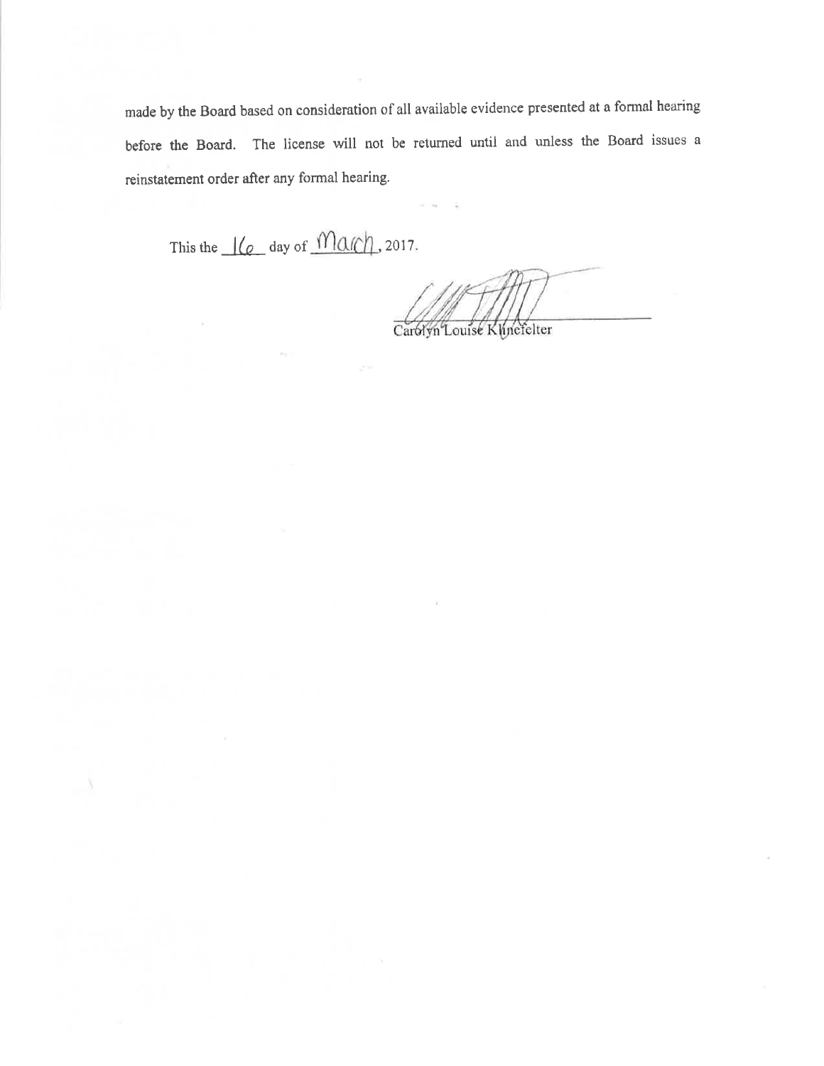made by the Board based on consideration of all available evidence presented at a formal hearing before the Board. The license will not be returned until and unless the Board issues a reinstatement order after any formal hearing.

This the 16 day of March, 2017.

Carolyn Louise Klinefelter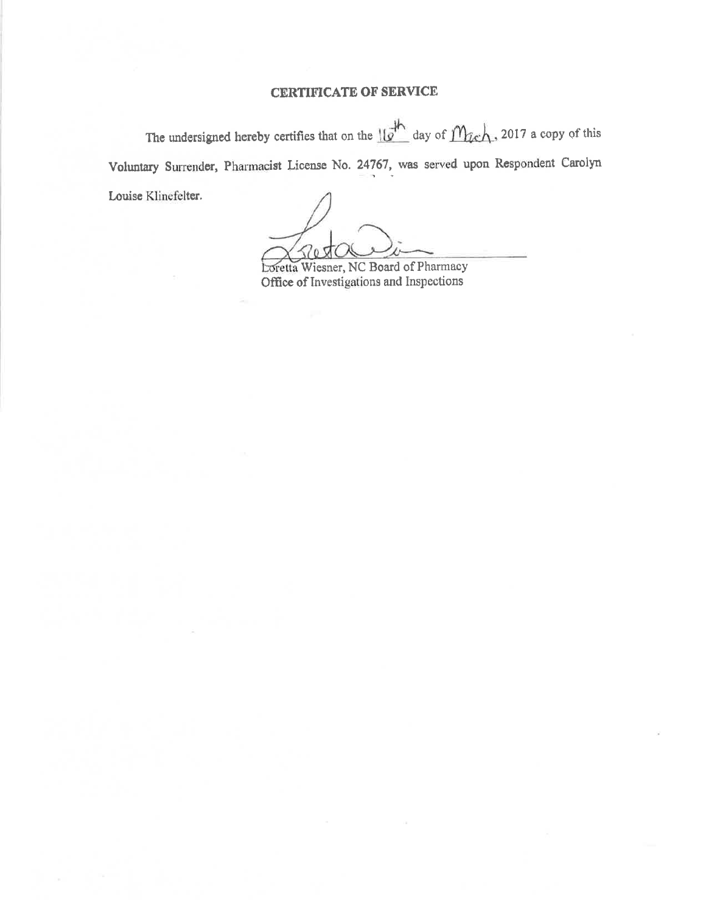# CERTIFICATE OF SERVICE

The undersigned hereby certifies that on the 16th day of March, 2017 a copy of this Voluntary Surrender, Pharmacist License No. 24767, was served upon Respondent Carolyn Louise Klinefelter.

Loretta Wiesner, NC Board of Pharmacy
Office of Investigations and Inspections